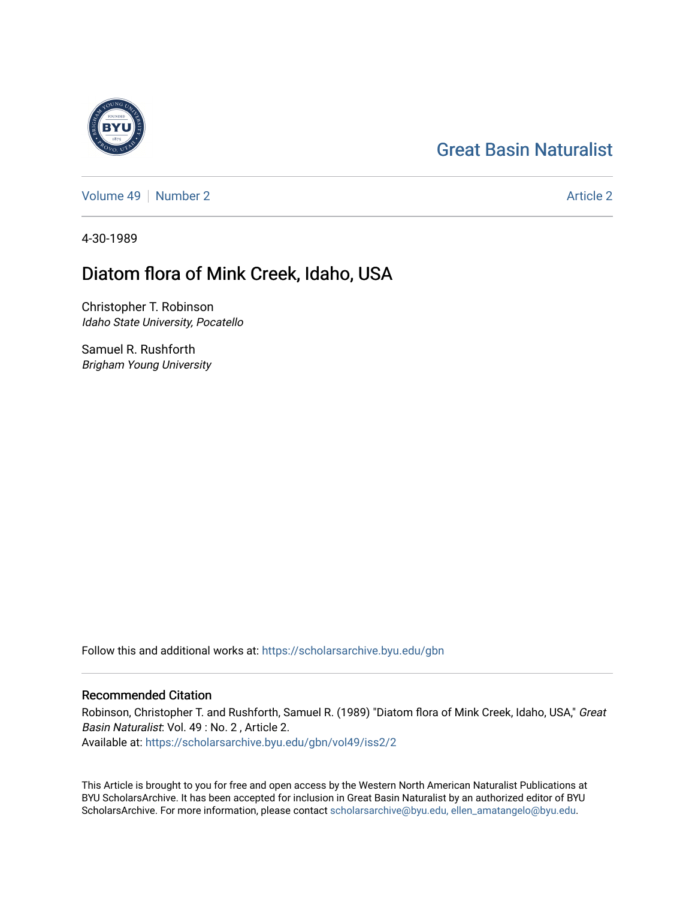Great Basin Naturalist

Volume 49 | Number 2 Article 2

4-30-1989

# Diatom flora of Mink Creek, Idaho, USA

Christopher T. Robinson
*Idaho State University, Pocatello*

Samuel R. Rushforth
*Brigham Young University*

Follow this and additional works at: https://scholarsarchive.byu.edu/gbn

## Recommended Citation

Robinson, Christopher T. and Rushforth, Samuel R. (1989) "Diatom flora of Mink Creek, Idaho, USA," *Great Basin Naturalist*: Vol. 49 : No. 2 , Article 2.
Available at: https://scholarsarchive.byu.edu/gbn/vol49/iss2/2

This Article is brought to you for free and open access by the Western North American Naturalist Publications at BYU ScholarsArchive. It has been accepted for inclusion in Great Basin Naturalist by an authorized editor of BYU ScholarsArchive. For more information, please contact scholarsarchive@byu.edu, ellen_amatangelo@byu.edu.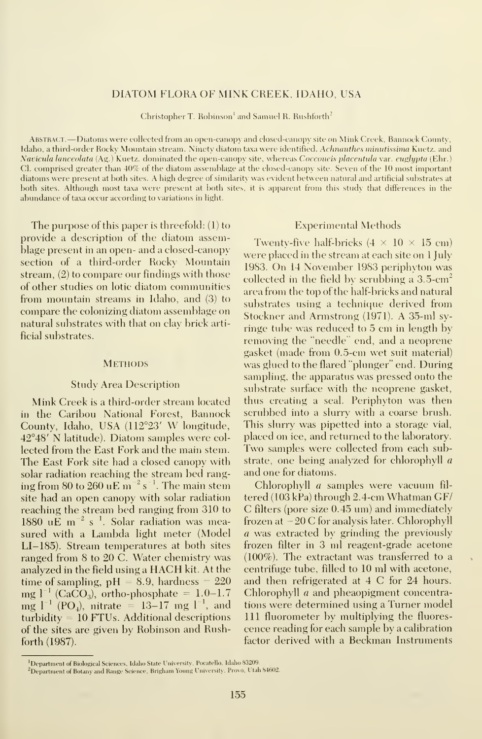# DIATOM FLORA OF MINK CREEK, IDAHO, USA

Christopher T. Robinson[1] and Samuel R. Rushforth[2]

Abstract.—Diatoms were collected from an open-canopy and closed-canopy site on Mink Creek, Bannock County, Idaho, a third-order Rocky Mountain stream. Ninety diatom taxa were identified. *Achnanthes minutissima* Kuetz. and *Navicula lanceolata* (Ag.) Kuetz. dominated the open-canopy site, whereas *Cocconeis placentula* var. *euglypta* (Ehr.) Cl. comprised greater than 40% of the diatom assemblage at the closed-canopy site. Seven of the 10 most important diatoms were present at both sites. A high degree of similarity was evident between natural and artificial substrates at both sites. Although most taxa were present at both sites, it is apparent from this study that differences in the abundance of taxa occur according to variations in light.

The purpose of this paper is threefold: (1) to provide a description of the diatom assemblage present in an open- and a closed-canopy section of a third-order Rocky Mountain stream, (2) to compare our findings with those of other studies on lotic diatom communities from mountain streams in Idaho, and (3) to compare the colonizing diatom assemblage on natural substrates with that on clay brick artificial substrates.

## Methods

### Study Area Description

Mink Creek is a third-order stream located in the Caribou National Forest, Bannock County, Idaho, USA (112°23′ W longitude, 42°48′ N latitude). Diatom samples were collected from the East Fork and the main stem. The East Fork site had a closed canopy with solar radiation reaching the stream bed ranging from 80 to 260 uE $m^{-2}$ $s^{-1}$. The main stem site had an open canopy with solar radiation reaching the stream bed ranging from 310 to 1880 uE $m^{-2}$ $s^{-1}$. Solar radiation was measured with a Lambda light meter (Model LI–185). Stream temperatures at both sites ranged from 8 to 20 C. Water chemistry was analyzed in the field using a HACH kit. At the time of sampling, pH = 8.9, hardness = 220 mg $l^{-1}$ ($CaCO_3$), ortho-phosphate = 1.0–1.7 mg $l^{-1}$ ($PO_4$), nitrate = 13–17 mg $l^{-1}$, and turbidity = 10 FTUs. Additional descriptions of the sites are given by Robinson and Rushforth (1987).

### Experimental Methods

Twenty-five half-bricks (4 × 10 × 15 cm) were placed in the stream at each site on 1 July 1983. On 14 November 1983 periphyton was collected in the field by scrubbing a 3.5-$cm^2$ area from the top of the half-bricks and natural substrates using a technique derived from Stockner and Armstrong (1971). A 35-ml syringe tube was reduced to 5 cm in length by removing the "needle" end, and a neoprene gasket (made from 0.5-cm wet suit material) was glued to the flared "plunger" end. During sampling, the apparatus was pressed onto the substrate surface with the neoprene gasket, thus creating a seal. Periphyton was then scrubbed into a slurry with a coarse brush. This slurry was pipetted into a storage vial, placed on ice, and returned to the laboratory. Two samples were collected from each substrate, one being analyzed for chlorophyll *a* and one for diatoms.

Chlorophyll *a* samples were vacuum filtered (103 kPa) through 2.4-cm Whatman GF/C filters (pore size 0.45 um) and immediately frozen at −20 C for analysis later. Chlorophyll *a* was extracted by grinding the previously frozen filter in 3 ml reagent-grade acetone (100%). The extractant was transferred to a centrifuge tube, filled to 10 ml with acetone, and then refrigerated at 4 C for 24 hours. Chlorophyll *a* and pheaopigment concentrations were determined using a Turner model 111 fluorometer by multiplying the fluorescence reading for each sample by a calibration factor derived with a Beckman Instruments

[1]Department of Biological Sciences, Idaho State University, Pocatello, Idaho 83209.
[2]Department of Botany and Range Science, Brigham Young University, Provo, Utah 84602.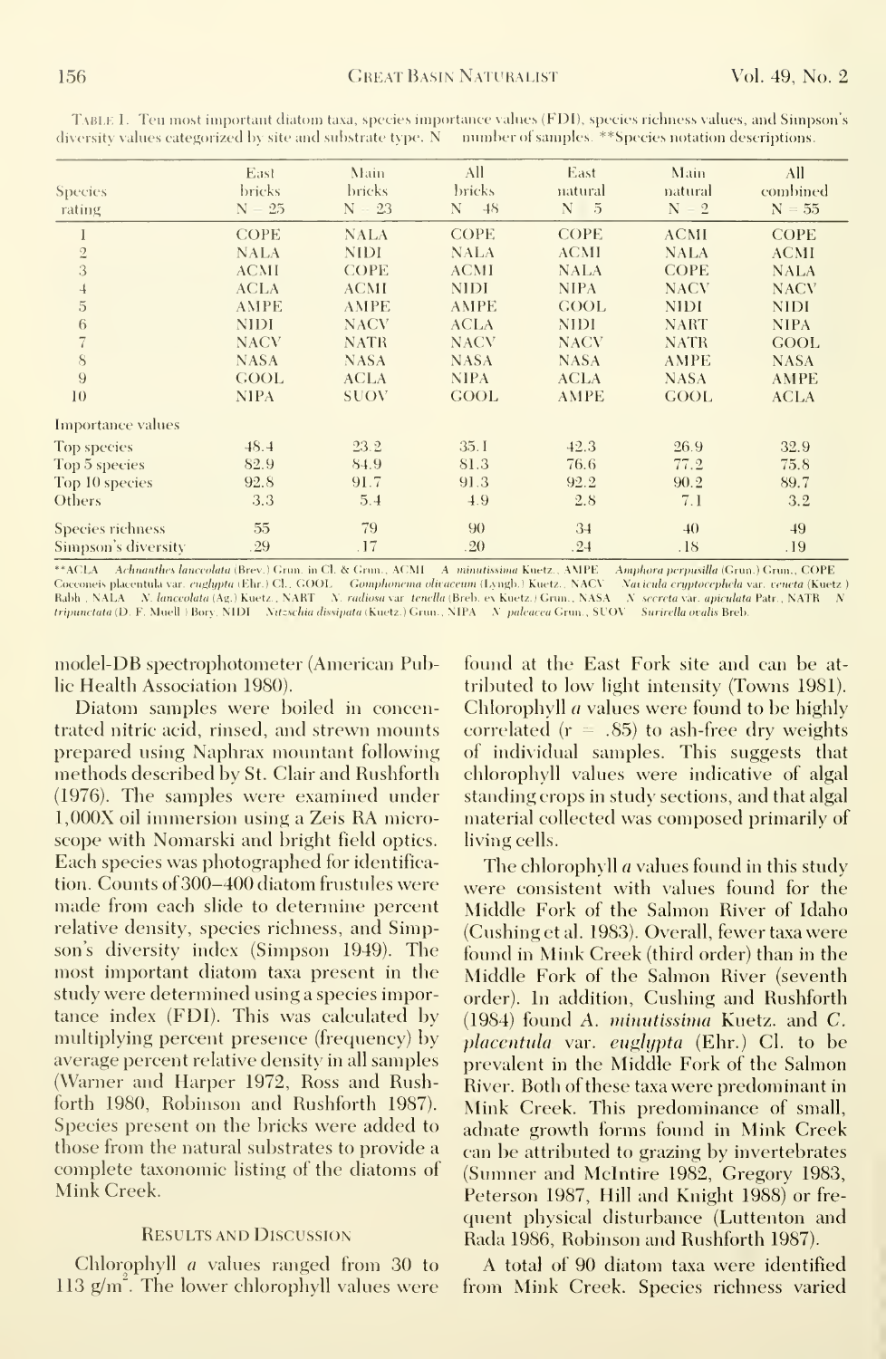Table 1. Ten most important diatom taxa, species importance values (FDI), species richness values, and Simpson's diversity values categorized by site and substrate type. N = number of samples. **Species notation descriptions.

| Species rating | East bricks N = 25 | Main bricks N = 23 | All bricks N = 48 | East natural N = 5 | Main natural N = 2 | All combined N = 55 |
|---|---|---|---|---|---|---|
| 1 | COPE | NALA | COPE | COPE | ACMI | COPE |
| 2 | NALA | NIDI | NALA | ACMI | NALA | ACMI |
| 3 | ACMI | COPE | ACMI | NALA | COPE | NALA |
| 4 | ACLA | ACMI | NIDI | NIPA | NACV | NACV |
| 5 | AMPE | AMPE | AMPE | GOOL | NIDI | NIDI |
| 6 | NIDI | NACV | ACLA | NIDI | NART | NIPA |
| 7 | NACV | NATR | NACV | NACV | NATR | GOOL |
| 8 | NASA | NASA | NASA | NASA | AMPE | NASA |
| 9 | GOOL | ACLA | NIPA | ACLA | NASA | AMPE |
| 10 | NIPA | SUOV | GOOL | AMPE | GOOL | ACLA |
| Importance values | | | | | | |
| Top species | 48.4 | 23.2 | 35.1 | 42.3 | 26.9 | 32.9 |
| Top 5 species | 82.9 | 84.9 | 81.3 | 76.6 | 77.2 | 75.8 |
| Top 10 species | 92.8 | 91.7 | 91.3 | 92.2 | 90.2 | 89.7 |
| Others | 3.3 | 5.4 | 4.9 | 2.8 | 7.1 | 3.2 |
| Species richness | 55 | 79 | 90 | 34 | 40 | 49 |
| Simpson's diversity | .29 | .17 | .20 | .24 | .18 | .19 |

**ACLA = *Achnanthes lanceolata* (Breb.) Grun. in Cl. & Grun., ACMI = *A. minutissima* Kuetz., AMPE = *Amphora perpusilla* (Grun.) Grun., COPE = *Cocconeis placentula* var. *euglypta* (Ehr.) Cl., GOOL = *Gomphonema olivaceum* (Lyngb.) Kuetz., NACV = *Navicula cryptocephala* var. *veneta* (Kuetz.) Rabh., NALA = *N. lanceolata* (Ag.) Kuetz., NART = *N. radiosa* var. *tenella* (Breb. ex Kuetz.) Grun., NASA = *N. secreta* var. *apiculata* Patr., NATR = *N. tripunctata* (O. F. Muell.) Bory, NIDI = *Nitzschia dissipata* (Kuetz.) Grun., NIPA = *N. paleacea* Grun., SUOV = *Surirella ovalis* Breb.

model-DB spectrophotometer (American Public Health Association 1980).

Diatom samples were boiled in concentrated nitric acid, rinsed, and strewn mounts prepared using Naphrax mountant following methods described by St. Clair and Rushforth (1976). The samples were examined under 1,000X oil immersion using a Zeiss RA microscope with Nomarski and bright field optics. Each species was photographed for identification. Counts of 300–400 diatom frustules were made from each slide to determine percent relative density, species richness, and Simpson's diversity index (Simpson 1949). The most important diatom taxa present in the study were determined using a species importance index (FDI). This was calculated by multiplying percent presence (frequency) by average percent relative density in all samples (Warner and Harper 1972, Ross and Rushforth 1980, Robinson and Rushforth 1987). Species present on the bricks were added to those from the natural substrates to provide a complete taxonomic listing of the diatoms of Mink Creek.

## Results and Discussion

Chlorophyll *a* values ranged from 30 to 113 g/m$^2$. The lower chlorophyll values were found at the East Fork site and can be attributed to low light intensity (Towns 1981). Chlorophyll *a* values were found to be highly correlated ($r = .85$) to ash-free dry weights of individual samples. This suggests that chlorophyll values were indicative of algal standing crops in study sections, and that algal material collected was composed primarily of living cells.

The chlorophyll *a* values found in this study were consistent with values found for the Middle Fork of the Salmon River of Idaho (Cushing et al. 1983). Overall, fewer taxa were found in Mink Creek (third order) than in the Middle Fork of the Salmon River (seventh order). In addition, Cushing and Rushforth (1984) found *A. minutissima* Kuetz. and *C. placentula* var. *euglypta* (Ehr.) Cl. to be prevalent in the Middle Fork of the Salmon River. Both of these taxa were predominant in Mink Creek. This predominance of small, adnate growth forms found in Mink Creek can be attributed to grazing by invertebrates (Sumner and McIntire 1982, Gregory 1983, Peterson 1987, Hill and Knight 1988) or frequent physical disturbance (Luttenton and Rada 1986, Robinson and Rushforth 1987).

A total of 90 diatom taxa were identified from Mink Creek. Species richness varied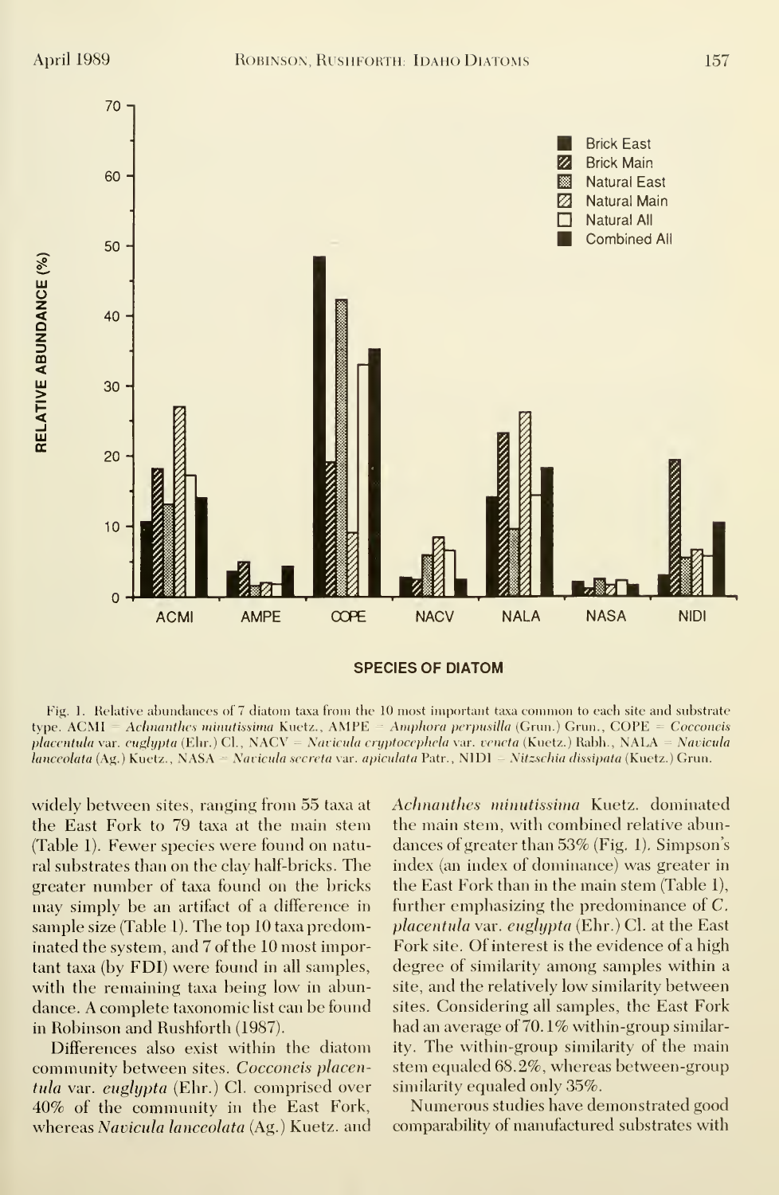Fig. 1. Relative abundances of 7 diatom taxa from the 10 most important taxa common to each site and substrate type. ACMI = *Achnanthes minutissima* Kuetz., AMPE = *Amphora perpusilla* (Grun.) Grun., COPE = *Cocconeis placentula* var. *euglypta* (Ehr.) Cl., NACV = *Navicula cryptocephela* var. *veneta* (Kuetz.) Rabh., NALA = *Navicula lanceolata* (Ag.) Kuetz., NASA = *Navicula secreta* var. *apiculata* Patr., NIDI = *Nitzschia dissipata* (Kuetz.) Grun.

widely between sites, ranging from 55 taxa at the East Fork to 79 taxa at the main stem (Table 1). Fewer species were found on natural substrates than on the clay half-bricks. The greater number of taxa found on the bricks may simply be an artifact of a difference in sample size (Table 1). The top 10 taxa predominated the system, and 7 of the 10 most important taxa (by FDI) were found in all samples, with the remaining taxa being low in abundance. A complete taxonomic list can be found in Robinson and Rushforth (1987).

Differences also exist within the diatom community between sites. *Cocconeis placentula* var. *euglypta* (Ehr.) Cl. comprised over 40% of the community in the East Fork, whereas *Navicula lanceolata* (Ag.) Kuetz. and *Achnanthes minutissima* Kuetz. dominated the main stem, with combined relative abundances of greater than 53% (Fig. 1). Simpson's index (an index of dominance) was greater in the East Fork than in the main stem (Table 1), further emphasizing the predominance of *C. placentula* var. *euglypta* (Ehr.) Cl. at the East Fork site. Of interest is the evidence of a high degree of similarity among samples within a site, and the relatively low similarity between sites. Considering all samples, the East Fork had an average of 70.1% within-group similarity. The within-group similarity of the main stem equaled 68.2%, whereas between-group similarity equaled only 35%.

Numerous studies have demonstrated good comparability of manufactured substrates with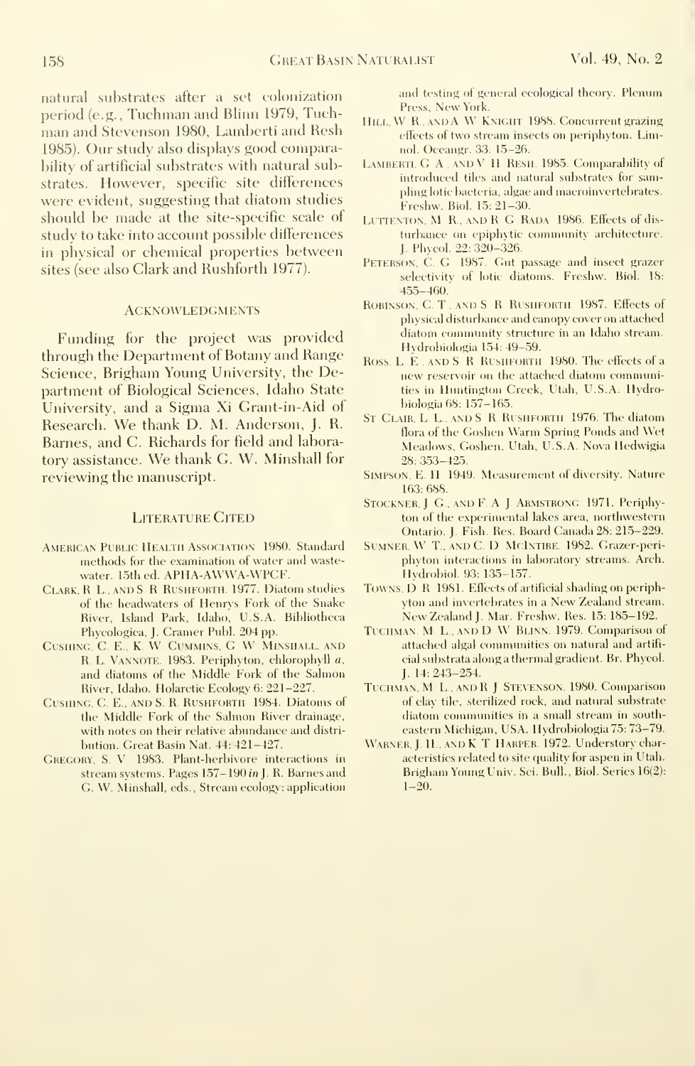natural substrates after a set colonization period (e.g., Tuchman and Blinn 1979, Tuchman and Stevenson 1980, Lamberti and Resh 1985). Our study also displays good comparability of artificial substrates with natural substrates. However, specific site differences were evident, suggesting that diatom studies should be made at the site-specific scale of study to take into account possible differences in physical or chemical properties between sites (see also Clark and Rushforth 1977).

## Acknowledgments

Funding for the project was provided through the Department of Botany and Range Science, Brigham Young University, the Department of Biological Sciences, Idaho State University, and a Sigma Xi Grant-in-Aid of Research. We thank D. M. Anderson, J. R. Barnes, and C. Richards for field and laboratory assistance. We thank G. W. Minshall for reviewing the manuscript.

## Literature Cited

American Public Health Association. 1980. Standard methods for the examination of water and wastewater. 15th ed. APHA-AWWA-WPCF.

Clark, R. L., and S. R. Rushforth. 1977. Diatom studies of the headwaters of Henrys Fork of the Snake River, Island Park, Idaho, U.S.A. Bibliotheca Phycologica, J. Cramer Publ. 204 pp.

Cushing, C. E., K. W. Cummins, G. W. Minshall, and R. L. Vannote. 1983. Periphyton, chlorophyll *a*, and diatoms of the Middle Fork of the Salmon River, Idaho. Holarctic Ecology 6: 221–227.

Cushing, C. E., and S. R. Rushforth. 1984. Diatoms of the Middle Fork of the Salmon River drainage, with notes on their relative abundance and distribution. Great Basin Nat. 44: 421–427.

Gregory, S. V. 1983. Plant-herbivore interactions in stream systems. Pages 157–190 *in* J. R. Barnes and G. W. Minshall, eds., Stream ecology: application and testing of general ecological theory. Plenum Press, New York.

Hill, W. R., and A. W. Knight. 1988. Concurrent grazing effects of two stream insects on periphyton. Limnol. Oceangr. 33: 15–26.

Lamberti, G. A., and V. H. Resh. 1985. Comparability of introduced tiles and natural substrates for sampling lotic bacteria, algae and macroinvertebrates. Freshw. Biol. 15: 21–30.

Luttenton, M. R., and R. G. Rada. 1986. Effects of disturbance on epiphytic community architecture. J. Phycol. 22: 320–326.

Peterson, C. G. 1987. Gut passage and insect grazer selectivity of lotic diatoms. Freshw. Biol. 18: 455–460.

Robinson, C. T., and S. R. Rushforth. 1987. Effects of physical disturbance and canopy cover on attached diatom community structure in an Idaho stream. Hydrobiologia 154: 49–59.

Ross, L. E., and S. R. Rushforth. 1980. The effects of a new reservoir on the attached diatom communities in Huntington Creek, Utah, U.S.A. Hydrobiologia 68: 157–165.

St. Clair, L. L., and S. R. Rushforth. 1976. The diatom flora of the Goshen Warm Spring Ponds and Wet Meadows, Goshen, Utah, U.S.A. Nova Hedwigia 28: 353–425.

Simpson, E. H. 1949. Measurement of diversity. Nature 163: 688.

Stockner, J. G., and F. A. J. Armstrong. 1971. Periphyton of the experimental lakes area, northwestern Ontario. J. Fish. Res. Board Canada 28: 215–229.

Sumner, W. T., and C. D. McIntire. 1982. Grazer-periphyton interactions in laboratory streams. Arch. Hydrobiol. 93: 135–157.

Towns, D. R. 1981. Effects of artificial shading on periphyton and invertebrates in a New Zealand stream. New Zealand J. Mar. Freshw. Res. 15: 185–192.

Tuchman, M. L., and D. W. Blinn. 1979. Comparison of attached algal communities on natural and artificial substrata along a thermal gradient. Br. Phycol. J. 14: 243–254.

Tuchman, M. L., and R. J. Stevenson. 1980. Comparison of clay tile, sterilized rock, and natural substrate diatom communities in a small stream in southeastern Michigan, USA. Hydrobiologia 75: 73–79.

Warner, J. H., and K. T. Harper. 1972. Understory characteristics related to site quality for aspen in Utah. Brigham Young Univ. Sci. Bull., Biol. Series 16(2): 1–20.